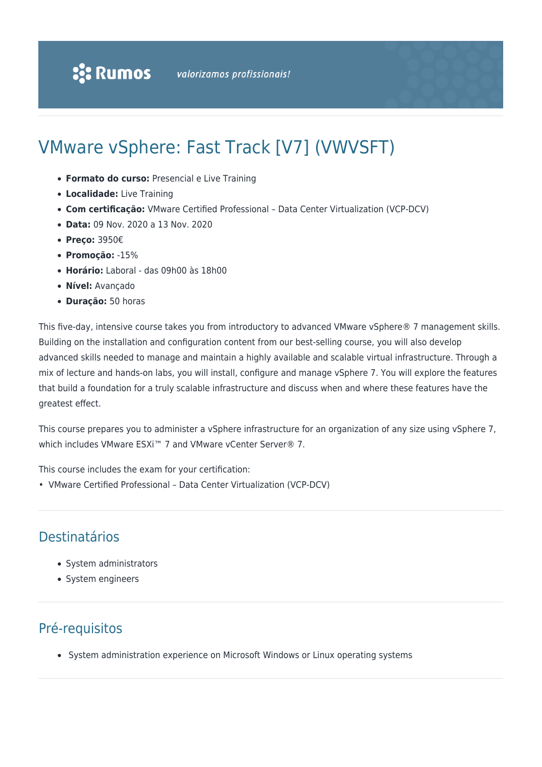# VMware vSphere: Fast Track [V7] (VWVSFT)

- **Formato do curso:** Presencial e Live Training
- **Localidade:** Live Training
- **Com certificação:** VMware Certified Professional – Data Center Virtualization (VCP-DCV)
- **Data:** 09 Nov. 2020 a 13 Nov. 2020
- **Preço:** 3950€
- **Promoção:** -15%
- **Horário:** Laboral - das 09h00 às 18h00
- **Nível:** Avançado
- **Duração:** 50 horas

This five-day, intensive course takes you from introductory to advanced VMware vSphere® 7 management skills. Building on the installation and configuration content from our best-selling course, you will also develop advanced skills needed to manage and maintain a highly available and scalable virtual infrastructure. Through a mix of lecture and hands-on labs, you will install, configure and manage vSphere 7. You will explore the features that build a foundation for a truly scalable infrastructure and discuss when and where these features have the greatest effect.

This course prepares you to administer a vSphere infrastructure for an organization of any size using vSphere 7, which includes VMware ESXi™ 7 and VMware vCenter Server® 7.

This course includes the exam for your certification:
• VMware Certified Professional – Data Center Virtualization (VCP-DCV)

## Destinatários

- System administrators
- System engineers

## Pré-requisitos

- System administration experience on Microsoft Windows or Linux operating systems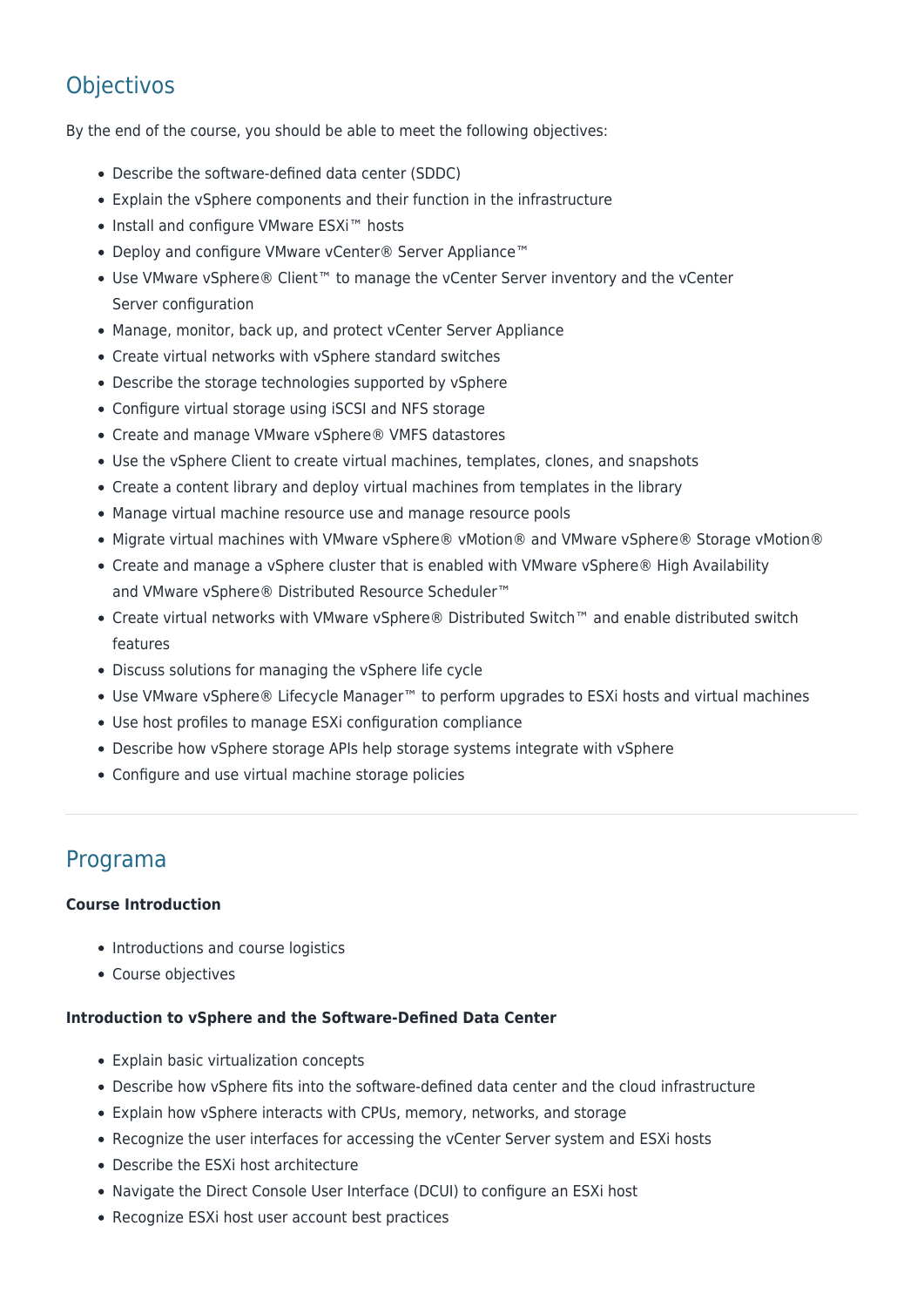## Objectivos

By the end of the course, you should be able to meet the following objectives:

- Describe the software-defined data center (SDDC)
- Explain the vSphere components and their function in the infrastructure
- Install and configure VMware ESXi™ hosts
- Deploy and configure VMware vCenter® Server Appliance™
- Use VMware vSphere® Client™ to manage the vCenter Server inventory and the vCenter Server configuration
- Manage, monitor, back up, and protect vCenter Server Appliance
- Create virtual networks with vSphere standard switches
- Describe the storage technologies supported by vSphere
- Configure virtual storage using iSCSI and NFS storage
- Create and manage VMware vSphere® VMFS datastores
- Use the vSphere Client to create virtual machines, templates, clones, and snapshots
- Create a content library and deploy virtual machines from templates in the library
- Manage virtual machine resource use and manage resource pools
- Migrate virtual machines with VMware vSphere® vMotion® and VMware vSphere® Storage vMotion®
- Create and manage a vSphere cluster that is enabled with VMware vSphere® High Availability and VMware vSphere® Distributed Resource Scheduler™
- Create virtual networks with VMware vSphere® Distributed Switch™ and enable distributed switch features
- Discuss solutions for managing the vSphere life cycle
- Use VMware vSphere® Lifecycle Manager™ to perform upgrades to ESXi hosts and virtual machines
- Use host profiles to manage ESXi configuration compliance
- Describe how vSphere storage APIs help storage systems integrate with vSphere
- Configure and use virtual machine storage policies

---

## Programa

**Course Introduction**

- Introductions and course logistics
- Course objectives

**Introduction to vSphere and the Software-Defined Data Center**

- Explain basic virtualization concepts
- Describe how vSphere fits into the software-defined data center and the cloud infrastructure
- Explain how vSphere interacts with CPUs, memory, networks, and storage
- Recognize the user interfaces for accessing the vCenter Server system and ESXi hosts
- Describe the ESXi host architecture
- Navigate the Direct Console User Interface (DCUI) to configure an ESXi host
- Recognize ESXi host user account best practices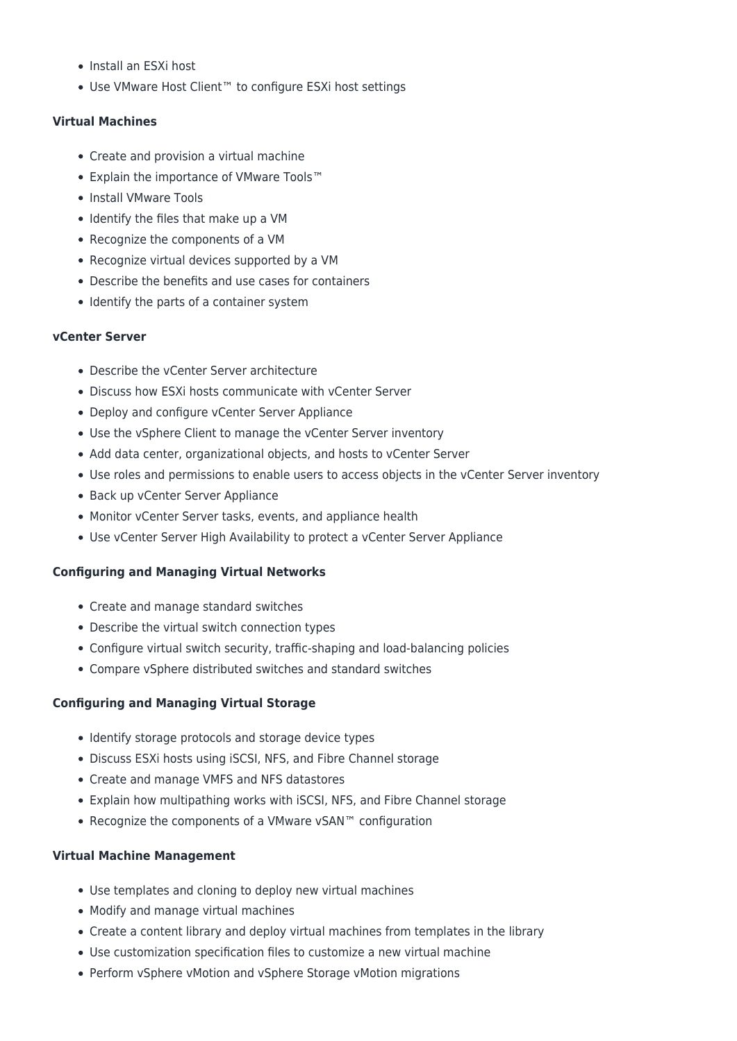- Install an ESXi host
- Use VMware Host Client™ to configure ESXi host settings

**Virtual Machines**

- Create and provision a virtual machine
- Explain the importance of VMware Tools™
- Install VMware Tools
- Identify the files that make up a VM
- Recognize the components of a VM
- Recognize virtual devices supported by a VM
- Describe the benefits and use cases for containers
- Identify the parts of a container system

**vCenter Server**

- Describe the vCenter Server architecture
- Discuss how ESXi hosts communicate with vCenter Server
- Deploy and configure vCenter Server Appliance
- Use the vSphere Client to manage the vCenter Server inventory
- Add data center, organizational objects, and hosts to vCenter Server
- Use roles and permissions to enable users to access objects in the vCenter Server inventory
- Back up vCenter Server Appliance
- Monitor vCenter Server tasks, events, and appliance health
- Use vCenter Server High Availability to protect a vCenter Server Appliance

**Configuring and Managing Virtual Networks**

- Create and manage standard switches
- Describe the virtual switch connection types
- Configure virtual switch security, traffic-shaping and load-balancing policies
- Compare vSphere distributed switches and standard switches

**Configuring and Managing Virtual Storage**

- Identify storage protocols and storage device types
- Discuss ESXi hosts using iSCSI, NFS, and Fibre Channel storage
- Create and manage VMFS and NFS datastores
- Explain how multipathing works with iSCSI, NFS, and Fibre Channel storage
- Recognize the components of a VMware vSAN™ configuration

**Virtual Machine Management**

- Use templates and cloning to deploy new virtual machines
- Modify and manage virtual machines
- Create a content library and deploy virtual machines from templates in the library
- Use customization specification files to customize a new virtual machine
- Perform vSphere vMotion and vSphere Storage vMotion migrations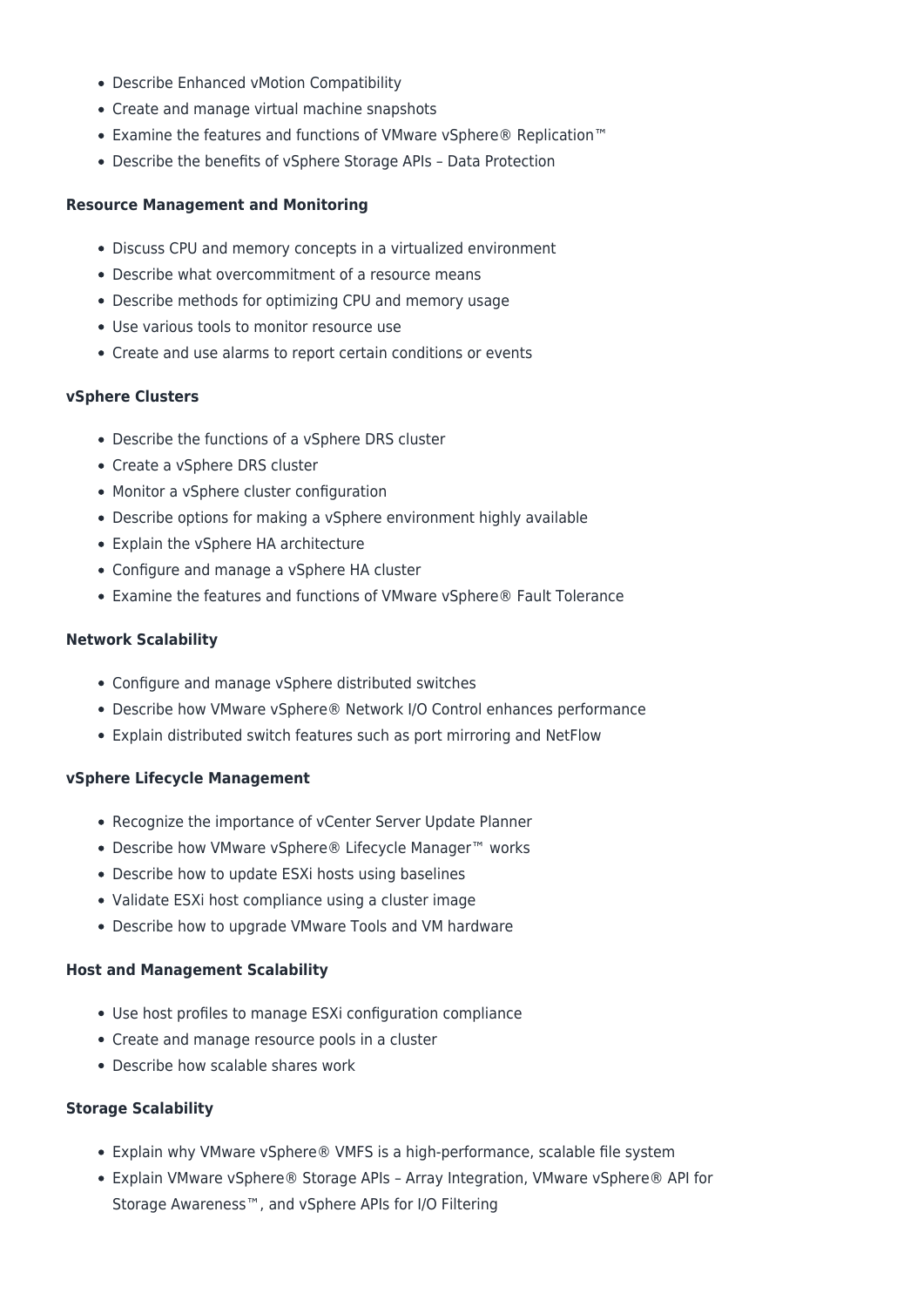- Describe Enhanced vMotion Compatibility
- Create and manage virtual machine snapshots
- Examine the features and functions of VMware vSphere® Replication™
- Describe the benefits of vSphere Storage APIs – Data Protection

**Resource Management and Monitoring**

- Discuss CPU and memory concepts in a virtualized environment
- Describe what overcommitment of a resource means
- Describe methods for optimizing CPU and memory usage
- Use various tools to monitor resource use
- Create and use alarms to report certain conditions or events

**vSphere Clusters**

- Describe the functions of a vSphere DRS cluster
- Create a vSphere DRS cluster
- Monitor a vSphere cluster configuration
- Describe options for making a vSphere environment highly available
- Explain the vSphere HA architecture
- Configure and manage a vSphere HA cluster
- Examine the features and functions of VMware vSphere® Fault Tolerance

**Network Scalability**

- Configure and manage vSphere distributed switches
- Describe how VMware vSphere® Network I/O Control enhances performance
- Explain distributed switch features such as port mirroring and NetFlow

**vSphere Lifecycle Management**

- Recognize the importance of vCenter Server Update Planner
- Describe how VMware vSphere® Lifecycle Manager™ works
- Describe how to update ESXi hosts using baselines
- Validate ESXi host compliance using a cluster image
- Describe how to upgrade VMware Tools and VM hardware

**Host and Management Scalability**

- Use host profiles to manage ESXi configuration compliance
- Create and manage resource pools in a cluster
- Describe how scalable shares work

**Storage Scalability**

- Explain why VMware vSphere® VMFS is a high-performance, scalable file system
- Explain VMware vSphere® Storage APIs – Array Integration, VMware vSphere® API for Storage Awareness™, and vSphere APIs for I/O Filtering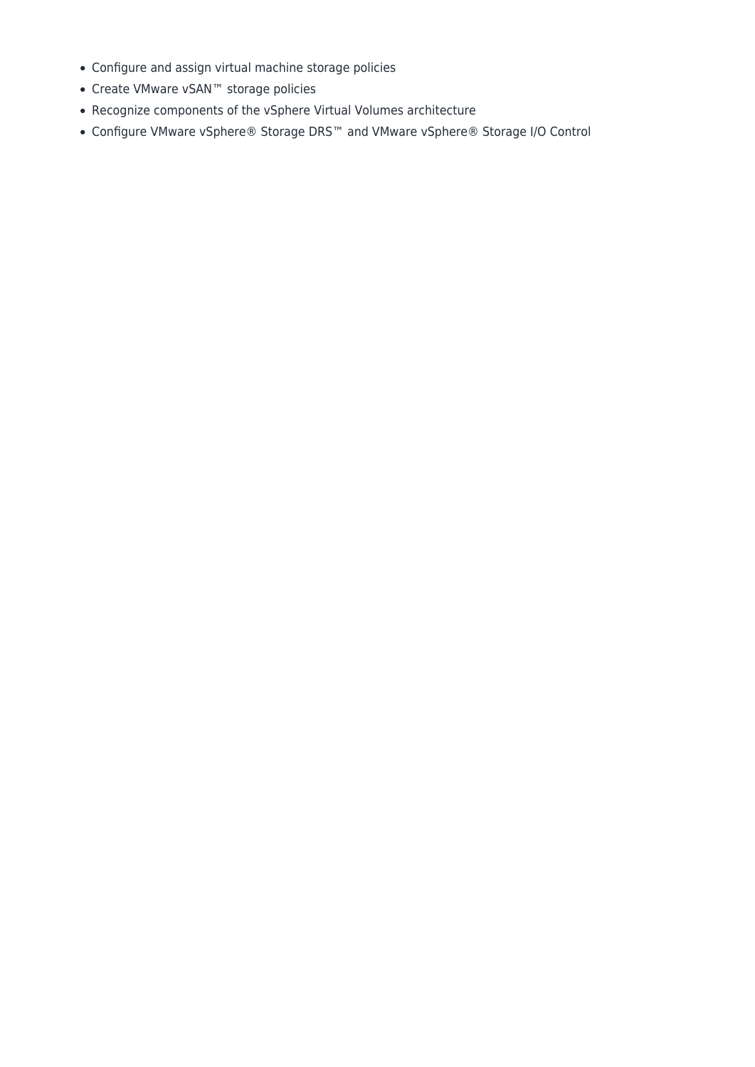- Configure and assign virtual machine storage policies
- Create VMware vSAN™ storage policies
- Recognize components of the vSphere Virtual Volumes architecture
- Configure VMware vSphere® Storage DRS™ and VMware vSphere® Storage I/O Control